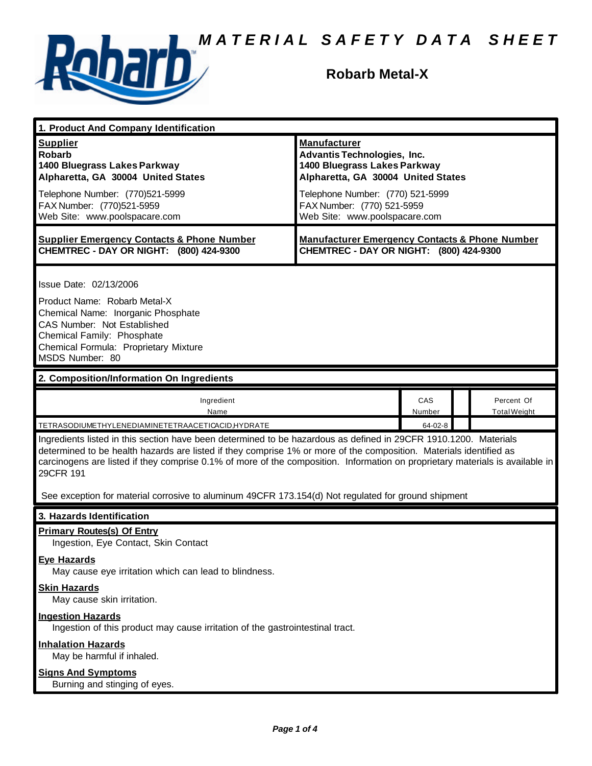# MATERIAL SAFETY DATA SHEET

## Robarb Metal-X

### 1. Product And Company Identification

| **Supplier** | **Manufacturer** |
|---|---|
| **Robarb**<br>**1400 Bluegrass Lakes Parkway**<br>**Alpharetta, GA 30004 United States** | **Advantis Technologies, Inc.**<br>**1400 Bluegrass Lakes Parkway**<br>**Alpharetta, GA 30004 United States** |
| Telephone Number: (770)521-5999<br>FAX Number: (770)521-5959<br>Web Site: www.poolspacare.com | Telephone Number: (770) 521-5999<br>FAX Number: (770) 521-5959<br>Web Site: www.poolspacare.com |
| **Supplier Emergency Contacts & Phone Number**<br>**CHEMTREC - DAY OR NIGHT: (800) 424-9300** | **Manufacturer Emergency Contacts & Phone Number**<br>**CHEMTREC - DAY OR NIGHT: (800) 424-9300** |

Issue Date: 02/13/2006

Product Name: Robarb Metal-X
Chemical Name: Inorganic Phosphate
CAS Number: Not Established
Chemical Family: Phosphate
Chemical Formula: Proprietary Mixture
MSDS Number: 80

### 2. Composition/Information On Ingredients

| Ingredient Name | CAS Number | | Percent Of Total Weight |
|---|---|---|---|
| TETRASODIUMETHYLENEDIAMINETETRAACETICACID,HYDRATE | 64-02-8 | | |

Ingredients listed in this section have been determined to be hazardous as defined in 29CFR 1910.1200. Materials determined to be health hazards are listed if they comprise 1% or more of the composition. Materials identified as carcinogens are listed if they comprise 0.1% of more of the composition. Information on proprietary materials is available in 29CFR 191

See exception for material corrosive to aluminum 49CFR 173.154(d) Not regulated for ground shipment

### 3. Hazards Identification

**Primary Routes(s) Of Entry**
Ingestion, Eye Contact, Skin Contact

**Eye Hazards**
May cause eye irritation which can lead to blindness.

**Skin Hazards**
May cause skin irritation.

**Ingestion Hazards**
Ingestion of this product may cause irritation of the gastrointestinal tract.

**Inhalation Hazards**
May be harmful if inhaled.

**Signs And Symptoms**
Burning and stinging of eyes.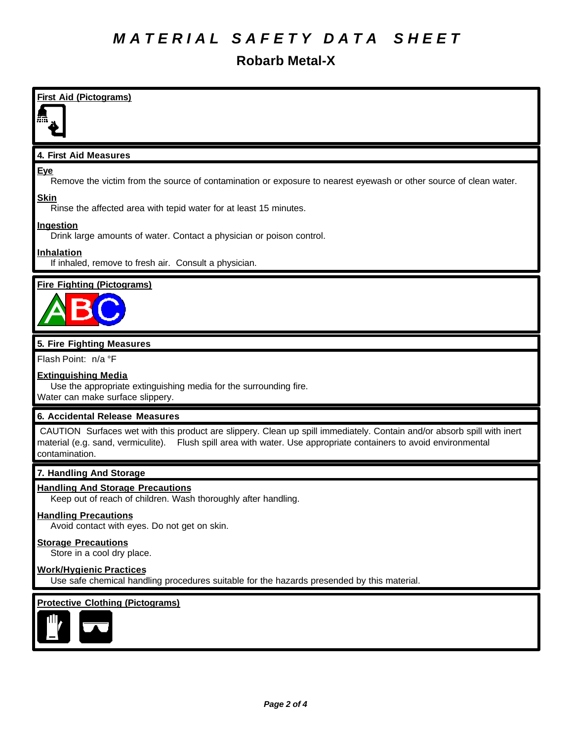# MATERIAL SAFETY DATA SHEET

## Robarb Metal-X

**First Aid (Pictograms)**

### 4. First Aid Measures

**Eye**

Remove the victim from the source of contamination or exposure to nearest eyewash or other source of clean water.

**Skin**

Rinse the affected area with tepid water for at least 15 minutes.

**Ingestion**

Drink large amounts of water. Contact a physician or poison control.

**Inhalation**

If inhaled, remove to fresh air. Consult a physician.

**Fire Fighting (Pictograms)**

### 5. Fire Fighting Measures

Flash Point: n/a °F

**Extinguishing Media**

Use the appropriate extinguishing media for the surrounding fire.
Water can make surface slippery.

### 6. Accidental Release Measures

CAUTION Surfaces wet with this product are slippery. Clean up spill immediately. Contain and/or absorb spill with inert material (e.g. sand, vermiculite). Flush spill area with water. Use appropriate containers to avoid environmental contamination.

### 7. Handling And Storage

**Handling And Storage Precautions**

Keep out of reach of children. Wash thoroughly after handling.

**Handling Precautions**

Avoid contact with eyes. Do not get on skin.

**Storage Precautions**

Store in a cool dry place.

**Work/Hygienic Practices**

Use safe chemical handling procedures suitable for the hazards presended by this material.

**Protective Clothing (Pictograms)**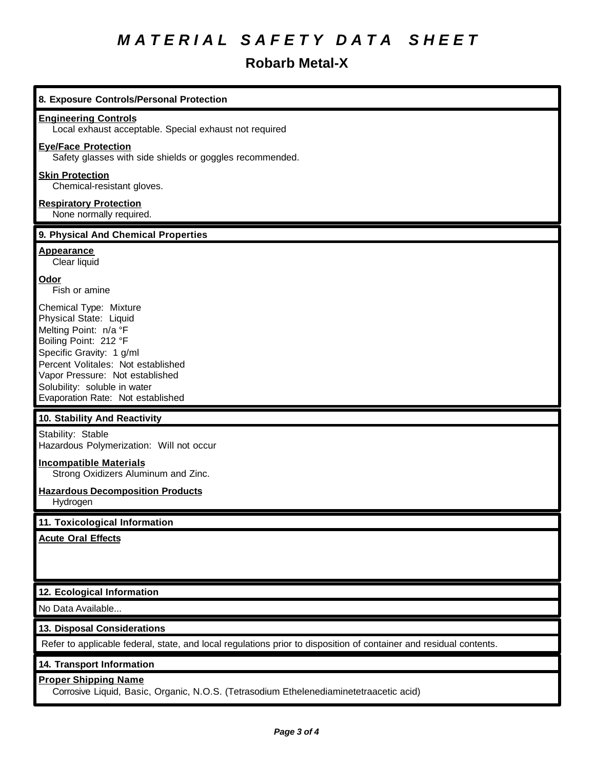# MATERIAL SAFETY DATA SHEET

## Robarb Metal-X

### 8. Exposure Controls/Personal Protection

**Engineering Controls**
Local exhaust acceptable. Special exhaust not required

**Eye/Face Protection**
Safety glasses with side shields or goggles recommended.

**Skin Protection**
Chemical-resistant gloves.

**Respiratory Protection**
None normally required.

### 9. Physical And Chemical Properties

**Appearance**
Clear liquid

**Odor**
Fish or amine

Chemical Type: Mixture
Physical State: Liquid
Melting Point: n/a °F
Boiling Point: 212 °F
Specific Gravity: 1 g/ml
Percent Volitales: Not established
Vapor Pressure: Not established
Solubility: soluble in water
Evaporation Rate: Not established

### 10. Stability And Reactivity

Stability: Stable
Hazardous Polymerization: Will not occur

**Incompatible Materials**
Strong Oxidizers Aluminum and Zinc.

**Hazardous Decomposition Products**
Hydrogen

### 11. Toxicological Information

**Acute Oral Effects**

### 12. Ecological Information

No Data Available...

### 13. Disposal Considerations

Refer to applicable federal, state, and local regulations prior to disposition of container and residual contents.

### 14. Transport Information

**Proper Shipping Name**
Corrosive Liquid, Basic, Organic, N.O.S. (Tetrasodium Ethelenediaminetetraacetic acid)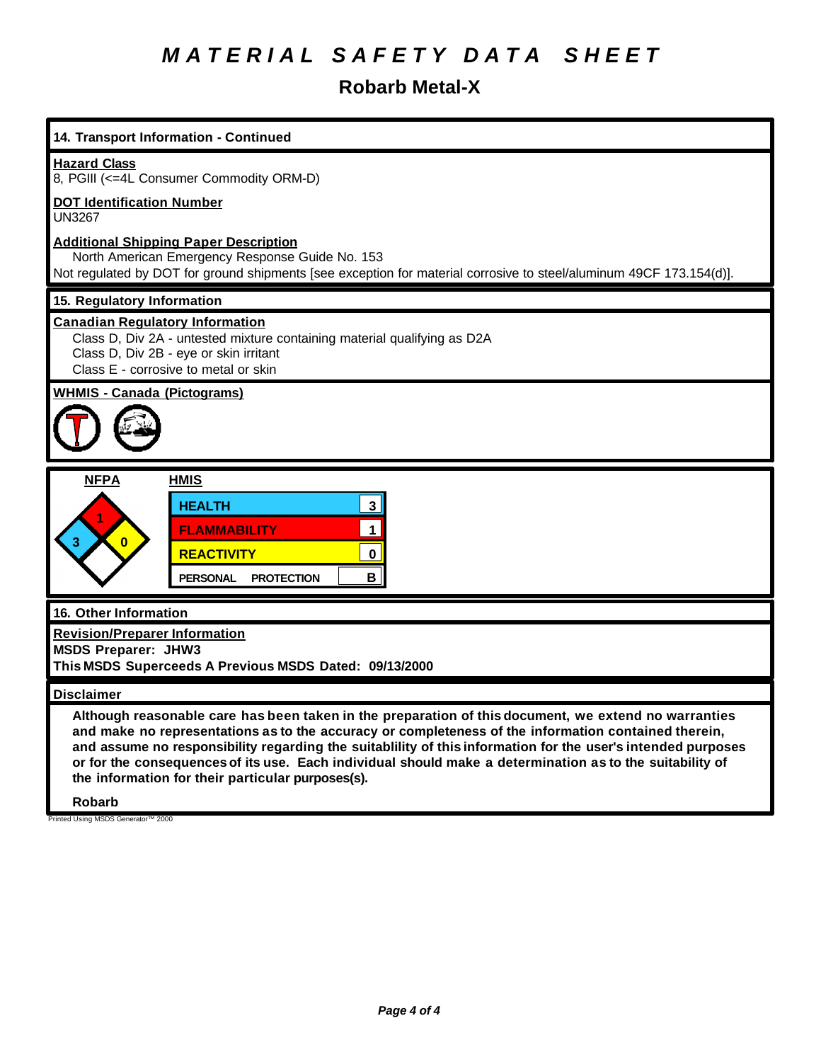# MATERIAL SAFETY DATA SHEET

## Robarb Metal-X

### 14. Transport Information - Continued

**Hazard Class**
8, PGIII (<=4L Consumer Commodity ORM-D)

**DOT Identification Number**
UN3267

**Additional Shipping Paper Description**
North American Emergency Response Guide No. 153
Not regulated by DOT for ground shipments [see exception for material corrosive to steel/aluminum 49CF 173.154(d)].

### 15. Regulatory Information

**Canadian Regulatory Information**
Class D, Div 2A - untested mixture containing material qualifying as D2A
Class D, Div 2B - eye or skin irritant
Class E - corrosive to metal or skin

**WHMIS - Canada (Pictograms)**

**NFPA**

Health: 3
Flammability: 1
Reactivity: 0

**HMIS**

| | |
|---|---|
| HEALTH | 3 |
| FLAMMABILITY | 1 |
| REACTIVITY | 0 |
| PERSONAL PROTECTION | B |

### 16. Other Information

**Revision/Preparer Information**
**MSDS Preparer: JHW3**
**This MSDS Superceeds A Previous MSDS Dated: 09/13/2000**

**Disclaimer**

**Although reasonable care has been taken in the preparation of this document, we extend no warranties and make no representations as to the accuracy or completeness of the information contained therein, and assume no responsibility regarding the suitablility of this information for the user's intended purposes or for the consequences of its use. Each individual should make a determination as to the suitability of the information for their particular purposes(s).**

**Robarb**

Printed Using MSDS Generator™ 2000